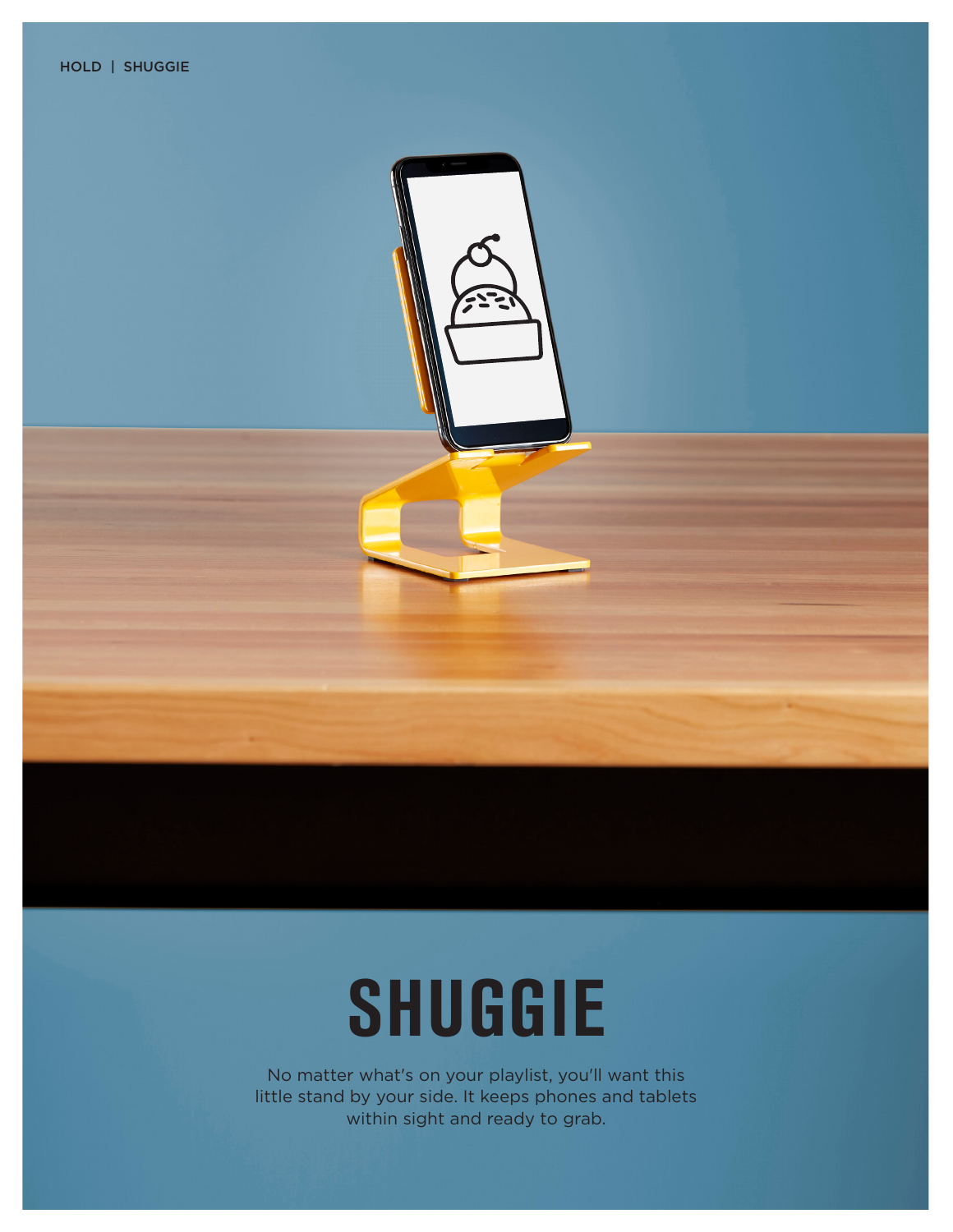HOLD | SHUGGIE

# SHUGGIE

No matter what's on your playlist, you'll want this little stand by your side. It keeps phones and tablets within sight and ready to grab.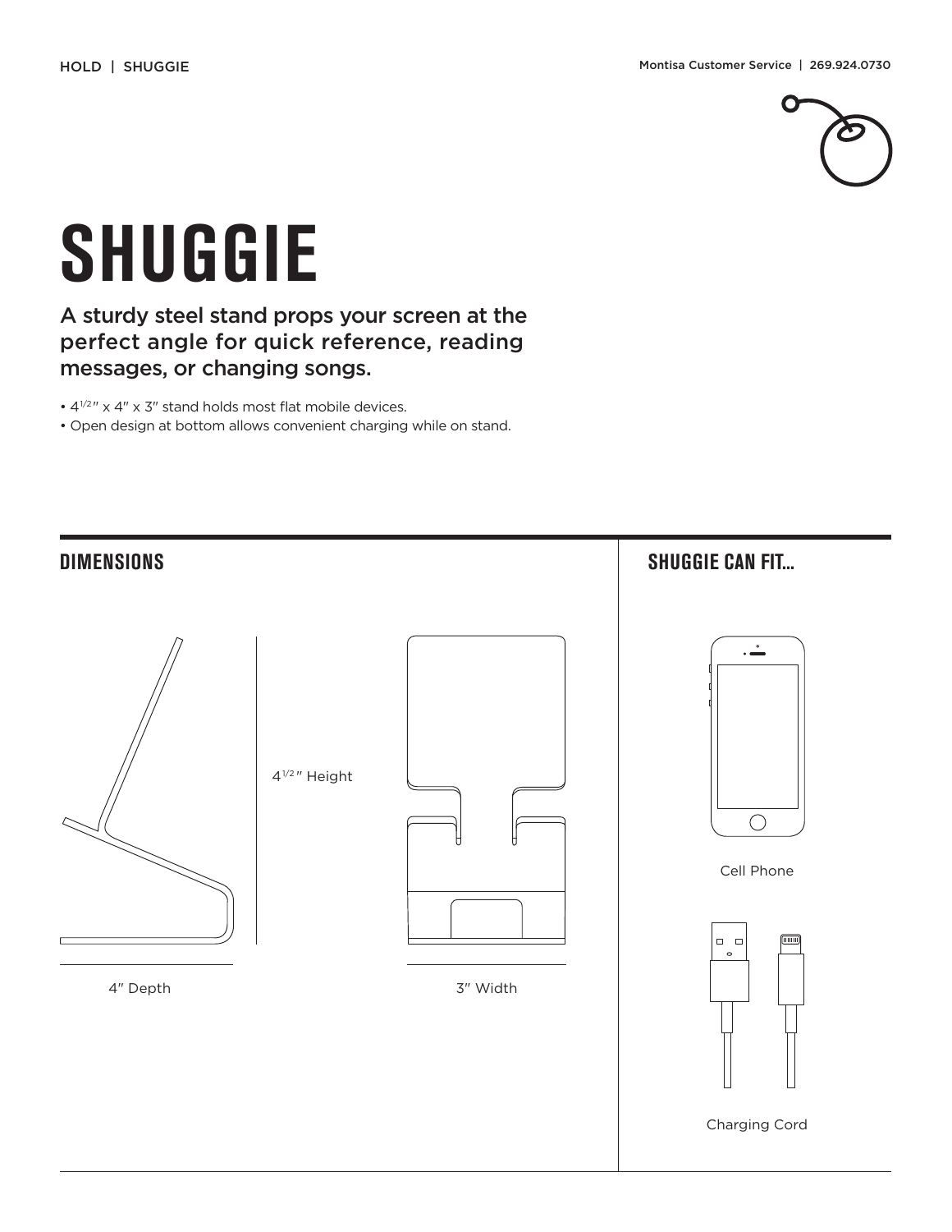HOLD | SHUGGIE

Montisa Customer Service | 269.924.0730

# SHUGGIE

A sturdy steel stand props your screen at the perfect angle for quick reference, reading messages, or changing songs.

- $4^{1/2}$" x 4" x 3" stand holds most flat mobile devices.
- Open design at bottom allows convenient charging while on stand.

## DIMENSIONS

$4^{1/2}$" Height

4" Depth

3" Width

## SHUGGIE CAN FIT...

Cell Phone

Charging Cord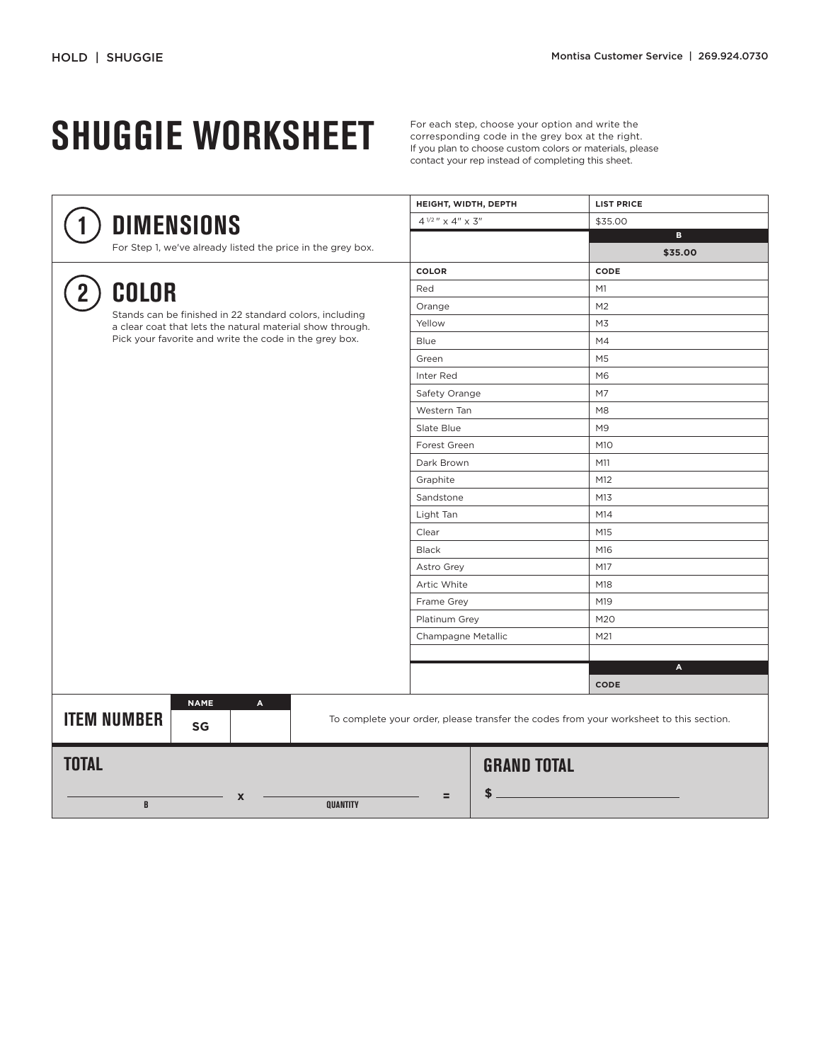# SHUGGIE WORKSHEET

For each step, choose your option and write the corresponding code in the grey box at the right. If you plan to choose custom colors or materials, please contact your rep instead of completing this sheet.

## 1 DIMENSIONS

For Step 1, we've already listed the price in the grey box.

| HEIGHT, WIDTH, DEPTH | LIST PRICE |
|---|---|
| 4 1/2" x 4" x 3" | $35.00 |
| | **B** |
| | **$35.00** |

## 2 COLOR

Stands can be finished in 22 standard colors, including a clear coat that lets the natural material show through. Pick your favorite and write the code in the grey box.

| COLOR | CODE |
|---|---|
| Red | M1 |
| Orange | M2 |
| Yellow | M3 |
| Blue | M4 |
| Green | M5 |
| Inter Red | M6 |
| Safety Orange | M7 |
| Western Tan | M8 |
| Slate Blue | M9 |
| Forest Green | M10 |
| Dark Brown | M11 |
| Graphite | M12 |
| Sandstone | M13 |
| Light Tan | M14 |
| Clear | M15 |
| Black | M16 |
| Astro Grey | M17 |
| Artic White | M18 |
| Frame Grey | M19 |
| Platinum Grey | M20 |
| Champagne Metallic | M21 |
| | |
| | **A** |
| | CODE |

## ITEM NUMBER

| NAME | A |
|---|---|
| SG | |

To complete your order, please transfer the codes from your worksheet to this section.

## TOTAL

\_\_\_\_\_\_\_\_\_\_ x \_\_\_\_\_\_\_\_\_\_ =

B QUANTITY

## GRAND TOTAL

$ \_\_\_\_\_\_\_\_\_\_